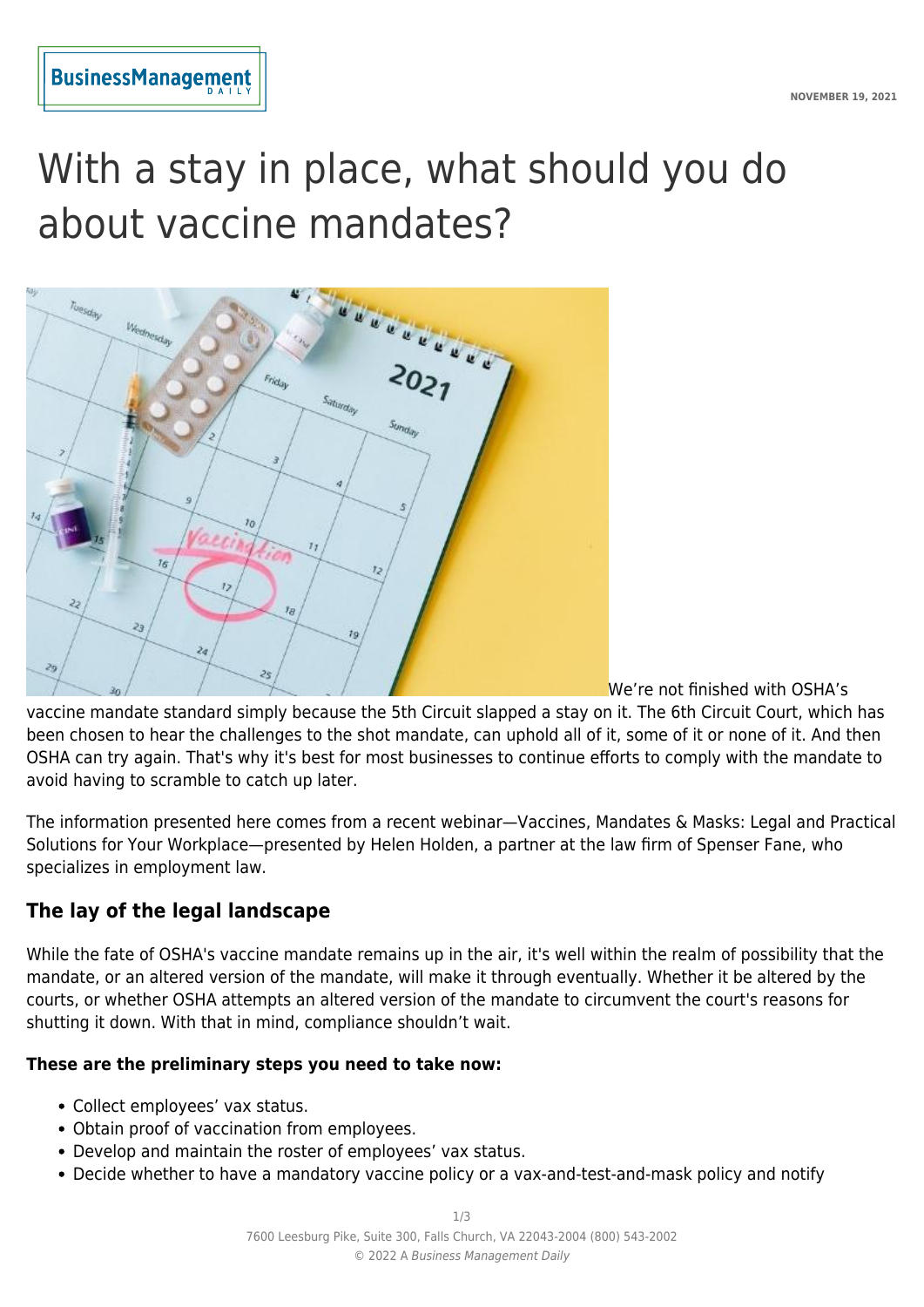# With a stay in place, what should you do about vaccine mandates?

We're not finished with OSHA's vaccine mandate standard simply because the 5th Circuit slapped a stay on it. The 6th Circuit Court, which has been chosen to hear the challenges to the shot mandate, can uphold all of it, some of it or none of it. And then OSHA can try again. That's why it's best for most businesses to continue efforts to comply with the mandate to avoid having to scramble to catch up later.

The information presented here comes from a recent webinar—Vaccines, Mandates & Masks: Legal and Practical Solutions for Your Workplace—presented by Helen Holden, a partner at the law firm of Spenser Fane, who specializes in employment law.

## The lay of the legal landscape

While the fate of OSHA's vaccine mandate remains up in the air, it's well within the realm of possibility that the mandate, or an altered version of the mandate, will make it through eventually. Whether it be altered by the courts, or whether OSHA attempts an altered version of the mandate to circumvent the court's reasons for shutting it down. With that in mind, compliance shouldn't wait.

**These are the preliminary steps you need to take now:**

- Collect employees' vax status.
- Obtain proof of vaccination from employees.
- Develop and maintain the roster of employees' vax status.
- Decide whether to have a mandatory vaccine policy or a vax-and-test-and-mask policy and notify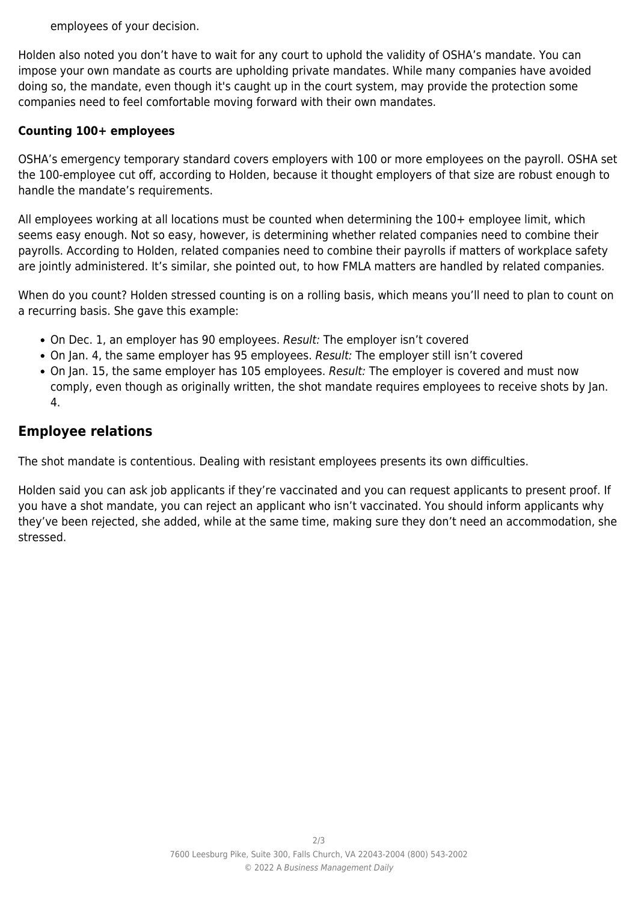employees of your decision.

Holden also noted you don't have to wait for any court to uphold the validity of OSHA's mandate. You can impose your own mandate as courts are upholding private mandates. While many companies have avoided doing so, the mandate, even though it's caught up in the court system, may provide the protection some companies need to feel comfortable moving forward with their own mandates.

**Counting 100+ employees**

OSHA's emergency temporary standard covers employers with 100 or more employees on the payroll. OSHA set the 100-employee cut off, according to Holden, because it thought employers of that size are robust enough to handle the mandate's requirements.

All employees working at all locations must be counted when determining the 100+ employee limit, which seems easy enough. Not so easy, however, is determining whether related companies need to combine their payrolls. According to Holden, related companies need to combine their payrolls if matters of workplace safety are jointly administered. It's similar, she pointed out, to how FMLA matters are handled by related companies.

When do you count? Holden stressed counting is on a rolling basis, which means you'll need to plan to count on a recurring basis. She gave this example:

- On Dec. 1, an employer has 90 employees. *Result:* The employer isn't covered
- On Jan. 4, the same employer has 95 employees. *Result:* The employer still isn't covered
- On Jan. 15, the same employer has 105 employees. *Result:* The employer is covered and must now comply, even though as originally written, the shot mandate requires employees to receive shots by Jan. 4.

## Employee relations

The shot mandate is contentious. Dealing with resistant employees presents its own difficulties.

Holden said you can ask job applicants if they're vaccinated and you can request applicants to present proof. If you have a shot mandate, you can reject an applicant who isn't vaccinated. You should inform applicants why they've been rejected, she added, while at the same time, making sure they don't need an accommodation, she stressed.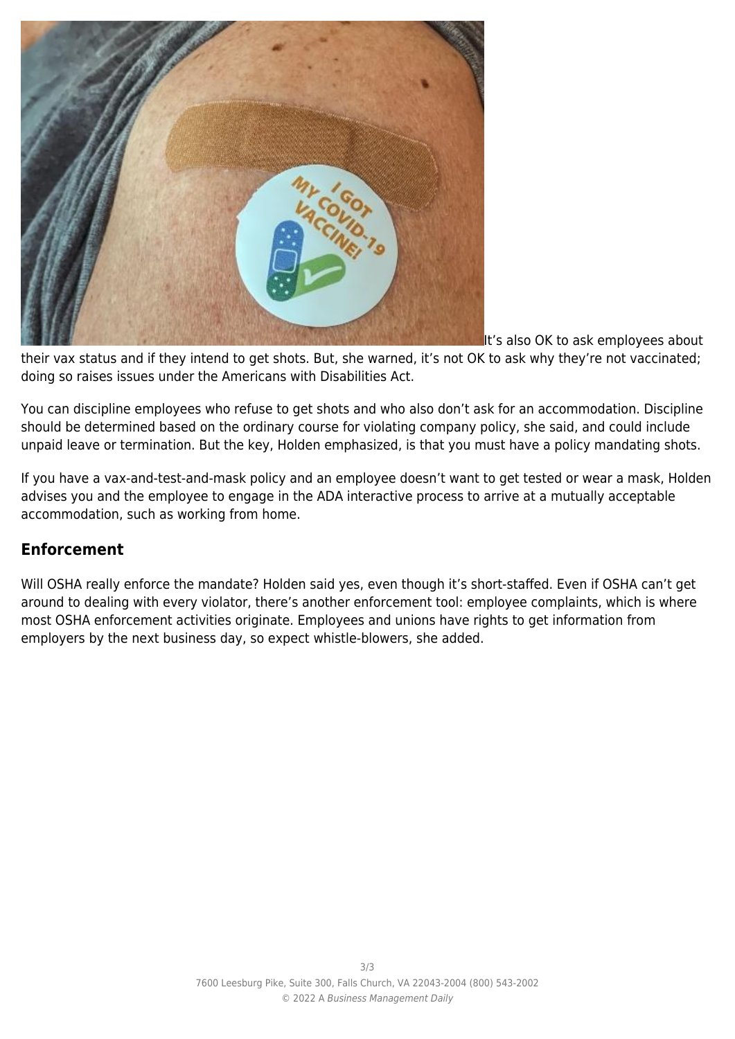It's also OK to ask employees about their vax status and if they intend to get shots. But, she warned, it's not OK to ask why they're not vaccinated; doing so raises issues under the Americans with Disabilities Act.

You can discipline employees who refuse to get shots and who also don't ask for an accommodation. Discipline should be determined based on the ordinary course for violating company policy, she said, and could include unpaid leave or termination. But the key, Holden emphasized, is that you must have a policy mandating shots.

If you have a vax-and-test-and-mask policy and an employee doesn't want to get tested or wear a mask, Holden advises you and the employee to engage in the ADA interactive process to arrive at a mutually acceptable accommodation, such as working from home.

## Enforcement

Will OSHA really enforce the mandate? Holden said yes, even though it's short-staffed. Even if OSHA can't get around to dealing with every violator, there's another enforcement tool: employee complaints, which is where most OSHA enforcement activities originate. Employees and unions have rights to get information from employers by the next business day, so expect whistle-blowers, she added.